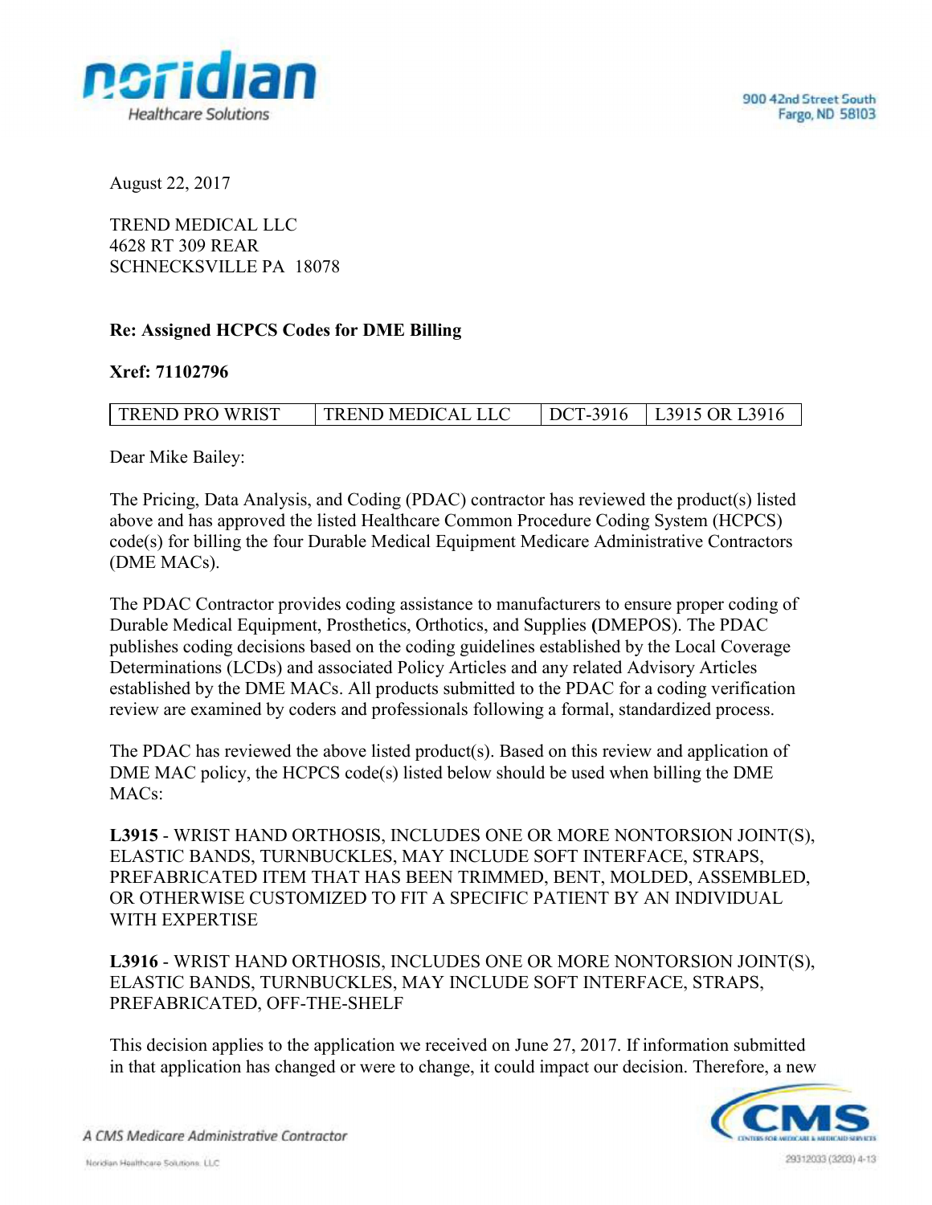900 42nd Street South
Fargo, ND 58103

August 22, 2017

TREND MEDICAL LLC
4628 RT 309 REAR
SCHNECKSVILLE PA 18078

**Re: Assigned HCPCS Codes for DME Billing**

**Xref: 71102796**

| TREND PRO WRIST | TREND MEDICAL LLC | DCT-3916 | L3915 OR L3916 |
|---|---|---|---|

Dear Mike Bailey:

The Pricing, Data Analysis, and Coding (PDAC) contractor has reviewed the product(s) listed above and has approved the listed Healthcare Common Procedure Coding System (HCPCS) code(s) for billing the four Durable Medical Equipment Medicare Administrative Contractors (DME MACs).

The PDAC Contractor provides coding assistance to manufacturers to ensure proper coding of Durable Medical Equipment, Prosthetics, Orthotics, and Supplies (DMEPOS). The PDAC publishes coding decisions based on the coding guidelines established by the Local Coverage Determinations (LCDs) and associated Policy Articles and any related Advisory Articles established by the DME MACs. All products submitted to the PDAC for a coding verification review are examined by coders and professionals following a formal, standardized process.

The PDAC has reviewed the above listed product(s). Based on this review and application of DME MAC policy, the HCPCS code(s) listed below should be used when billing the DME MACs:

**L3915** - WRIST HAND ORTHOSIS, INCLUDES ONE OR MORE NONTORSION JOINT(S), ELASTIC BANDS, TURNBUCKLES, MAY INCLUDE SOFT INTERFACE, STRAPS, PREFABRICATED ITEM THAT HAS BEEN TRIMMED, BENT, MOLDED, ASSEMBLED, OR OTHERWISE CUSTOMIZED TO FIT A SPECIFIC PATIENT BY AN INDIVIDUAL WITH EXPERTISE

**L3916** - WRIST HAND ORTHOSIS, INCLUDES ONE OR MORE NONTORSION JOINT(S), ELASTIC BANDS, TURNBUCKLES, MAY INCLUDE SOFT INTERFACE, STRAPS, PREFABRICATED, OFF-THE-SHELF

This decision applies to the application we received on June 27, 2017. If information submitted in that application has changed or were to change, it could impact our decision. Therefore, a new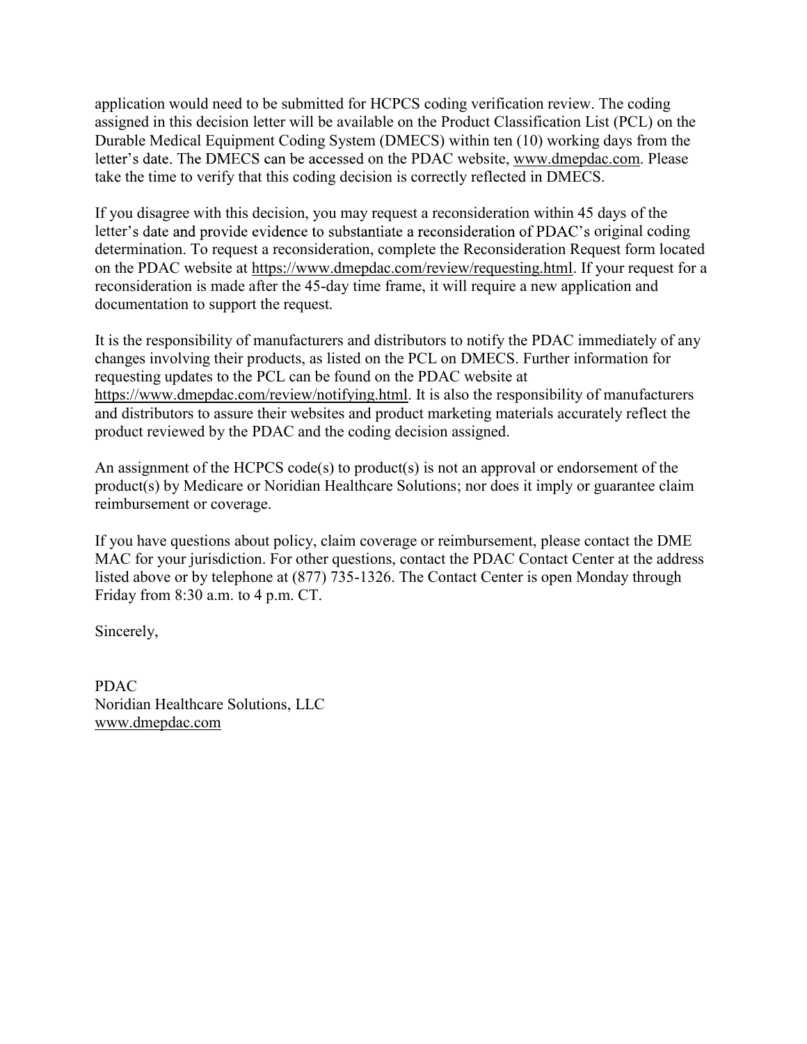application would need to be submitted for HCPCS coding verification review. The coding assigned in this decision letter will be available on the Product Classification List (PCL) on the Durable Medical Equipment Coding System (DMECS) within ten (10) working days from the letter's date. The DMECS can be accessed on the PDAC website, www.dmepdac.com. Please take the time to verify that this coding decision is correctly reflected in DMECS.

If you disagree with this decision, you may request a reconsideration within 45 days of the letter's date and provide evidence to substantiate a reconsideration of PDAC's original coding determination. To request a reconsideration, complete the Reconsideration Request form located on the PDAC website at https://www.dmepdac.com/review/requesting.html. If your request for a reconsideration is made after the 45-day time frame, it will require a new application and documentation to support the request.

It is the responsibility of manufacturers and distributors to notify the PDAC immediately of any changes involving their products, as listed on the PCL on DMECS. Further information for requesting updates to the PCL can be found on the PDAC website at https://www.dmepdac.com/review/notifying.html. It is also the responsibility of manufacturers and distributors to assure their websites and product marketing materials accurately reflect the product reviewed by the PDAC and the coding decision assigned.

An assignment of the HCPCS code(s) to product(s) is not an approval or endorsement of the product(s) by Medicare or Noridian Healthcare Solutions; nor does it imply or guarantee claim reimbursement or coverage.

If you have questions about policy, claim coverage or reimbursement, please contact the DME MAC for your jurisdiction. For other questions, contact the PDAC Contact Center at the address listed above or by telephone at (877) 735-1326. The Contact Center is open Monday through Friday from 8:30 a.m. to 4 p.m. CT.

Sincerely,

PDAC
Noridian Healthcare Solutions, LLC
www.dmepdac.com